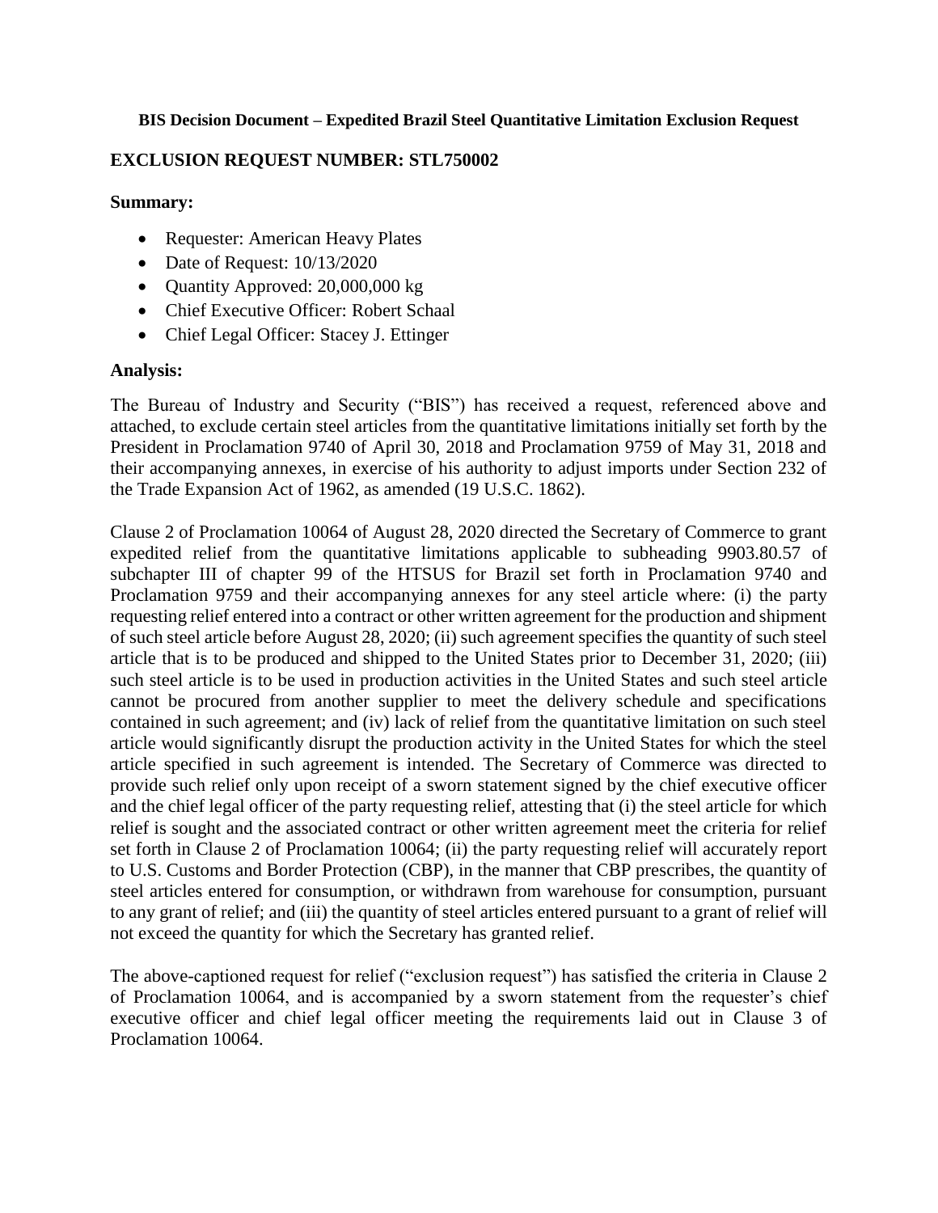**BIS Decision Document – Expedited Brazil Steel Quantitative Limitation Exclusion Request**

## EXCLUSION REQUEST NUMBER: STL750002

### Summary:

- Requester: American Heavy Plates
- Date of Request: 10/13/2020
- Quantity Approved: 20,000,000 kg
- Chief Executive Officer: Robert Schaal
- Chief Legal Officer: Stacey J. Ettinger

### Analysis:

The Bureau of Industry and Security ("BIS") has received a request, referenced above and attached, to exclude certain steel articles from the quantitative limitations initially set forth by the President in Proclamation 9740 of April 30, 2018 and Proclamation 9759 of May 31, 2018 and their accompanying annexes, in exercise of his authority to adjust imports under Section 232 of the Trade Expansion Act of 1962, as amended (19 U.S.C. 1862).

Clause 2 of Proclamation 10064 of August 28, 2020 directed the Secretary of Commerce to grant expedited relief from the quantitative limitations applicable to subheading 9903.80.57 of subchapter III of chapter 99 of the HTSUS for Brazil set forth in Proclamation 9740 and Proclamation 9759 and their accompanying annexes for any steel article where: (i) the party requesting relief entered into a contract or other written agreement for the production and shipment of such steel article before August 28, 2020; (ii) such agreement specifies the quantity of such steel article that is to be produced and shipped to the United States prior to December 31, 2020; (iii) such steel article is to be used in production activities in the United States and such steel article cannot be procured from another supplier to meet the delivery schedule and specifications contained in such agreement; and (iv) lack of relief from the quantitative limitation on such steel article would significantly disrupt the production activity in the United States for which the steel article specified in such agreement is intended. The Secretary of Commerce was directed to provide such relief only upon receipt of a sworn statement signed by the chief executive officer and the chief legal officer of the party requesting relief, attesting that (i) the steel article for which relief is sought and the associated contract or other written agreement meet the criteria for relief set forth in Clause 2 of Proclamation 10064; (ii) the party requesting relief will accurately report to U.S. Customs and Border Protection (CBP), in the manner that CBP prescribes, the quantity of steel articles entered for consumption, or withdrawn from warehouse for consumption, pursuant to any grant of relief; and (iii) the quantity of steel articles entered pursuant to a grant of relief will not exceed the quantity for which the Secretary has granted relief.

The above-captioned request for relief ("exclusion request") has satisfied the criteria in Clause 2 of Proclamation 10064, and is accompanied by a sworn statement from the requester's chief executive officer and chief legal officer meeting the requirements laid out in Clause 3 of Proclamation 10064.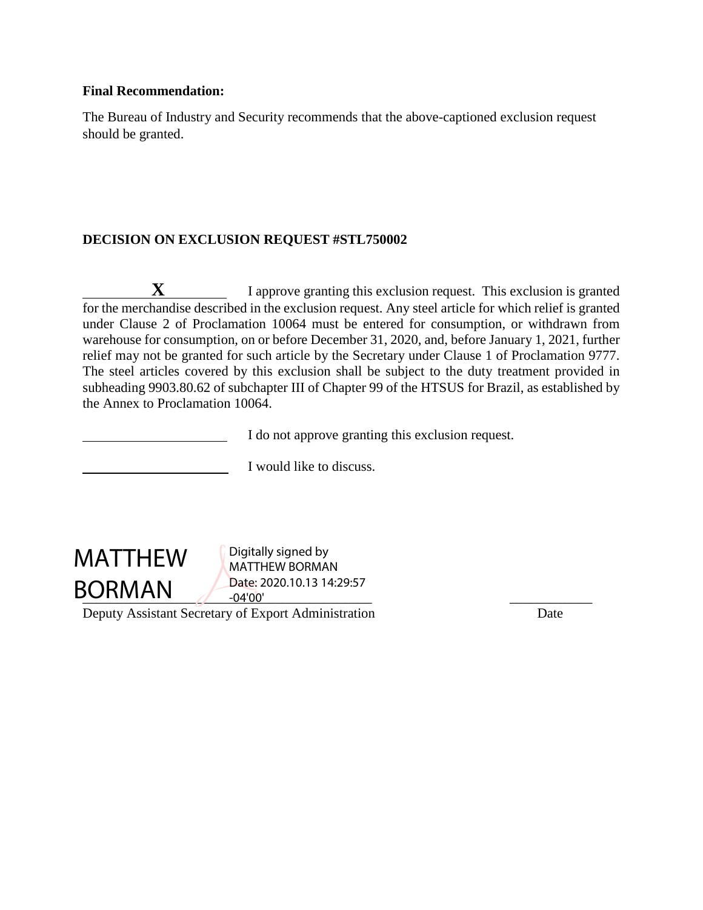**Final Recommendation:**

The Bureau of Industry and Security recommends that the above-captioned exclusion request should be granted.

**DECISION ON EXCLUSION REQUEST #STL750002**

\_\_\_\_\_**X**\_\_\_\_\_ I approve granting this exclusion request. This exclusion is granted for the merchandise described in the exclusion request. Any steel article for which relief is granted under Clause 2 of Proclamation 10064 must be entered for consumption, or withdrawn from warehouse for consumption, on or before December 31, 2020, and, before January 1, 2021, further relief may not be granted for such article by the Secretary under Clause 1 of Proclamation 9777. The steel articles covered by this exclusion shall be subject to the duty treatment provided in subheading 9903.80.62 of subchapter III of Chapter 99 of the HTSUS for Brazil, as established by the Annex to Proclamation 10064.

\_\_\_\_\_\_\_\_\_\_\_\_\_\_\_\_\_\_ I do not approve granting this exclusion request.

\_\_\_\_\_\_\_\_\_\_\_\_\_\_\_\_\_\_ I would like to discuss.

MATTHEW BORMAN

Digitally signed by MATTHEW BORMAN
Date: 2020.10.13 14:29:57 -04'00'

Deputy Assistant Secretary of Export Administration

Date